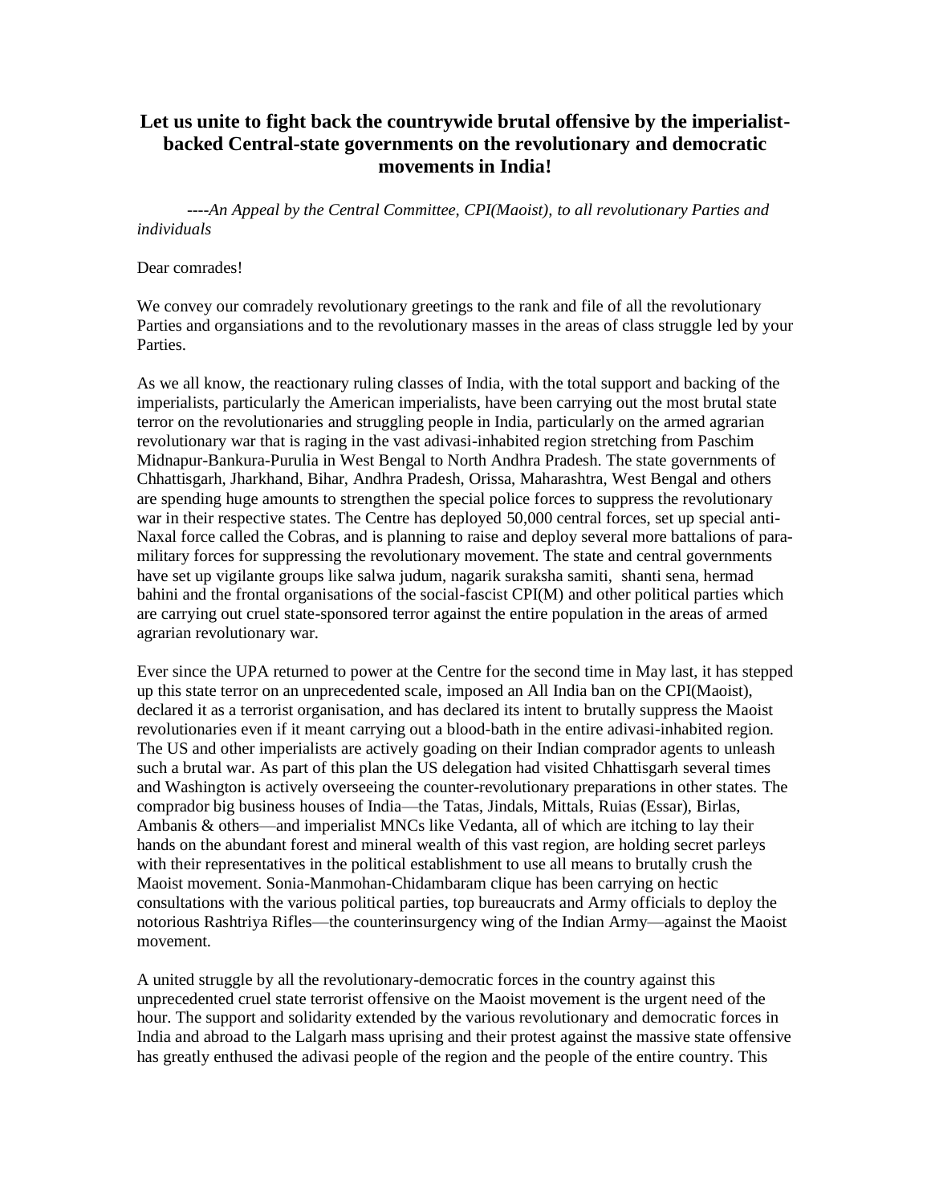# Let us unite to fight back the countrywide brutal offensive by the imperialist-backed Central-state governments on the revolutionary and democratic movements in India!

*----An Appeal by the Central Committee, CPI(Maoist), to all revolutionary Parties and individuals*

Dear comrades!

We convey our comradely revolutionary greetings to the rank and file of all the revolutionary Parties and organsiations and to the revolutionary masses in the areas of class struggle led by your Parties.

As we all know, the reactionary ruling classes of India, with the total support and backing of the imperialists, particularly the American imperialists, have been carrying out the most brutal state terror on the revolutionaries and struggling people in India, particularly on the armed agrarian revolutionary war that is raging in the vast adivasi-inhabited region stretching from Paschim Midnapur-Bankura-Purulia in West Bengal to North Andhra Pradesh. The state governments of Chhattisgarh, Jharkhand, Bihar, Andhra Pradesh, Orissa, Maharashtra, West Bengal and others are spending huge amounts to strengthen the special police forces to suppress the revolutionary war in their respective states. The Centre has deployed 50,000 central forces, set up special anti-Naxal force called the Cobras, and is planning to raise and deploy several more battalions of para-military forces for suppressing the revolutionary movement. The state and central governments have set up vigilante groups like salwa judum, nagarik suraksha samiti, shanti sena, hermad bahini and the frontal organisations of the social-fascist CPI(M) and other political parties which are carrying out cruel state-sponsored terror against the entire population in the areas of armed agrarian revolutionary war.

Ever since the UPA returned to power at the Centre for the second time in May last, it has stepped up this state terror on an unprecedented scale, imposed an All India ban on the CPI(Maoist), declared it as a terrorist organisation, and has declared its intent to brutally suppress the Maoist revolutionaries even if it meant carrying out a blood-bath in the entire adivasi-inhabited region. The US and other imperialists are actively goading on their Indian comprador agents to unleash such a brutal war. As part of this plan the US delegation had visited Chhattisgarh several times and Washington is actively overseeing the counter-revolutionary preparations in other states. The comprador big business houses of India—the Tatas, Jindals, Mittals, Ruias (Essar), Birlas, Ambanis & others—and imperialist MNCs like Vedanta, all of which are itching to lay their hands on the abundant forest and mineral wealth of this vast region, are holding secret parleys with their representatives in the political establishment to use all means to brutally crush the Maoist movement. Sonia-Manmohan-Chidambaram clique has been carrying on hectic consultations with the various political parties, top bureaucrats and Army officials to deploy the notorious Rashtriya Rifles—the counterinsurgency wing of the Indian Army—against the Maoist movement.

A united struggle by all the revolutionary-democratic forces in the country against this unprecedented cruel state terrorist offensive on the Maoist movement is the urgent need of the hour. The support and solidarity extended by the various revolutionary and democratic forces in India and abroad to the Lalgarh mass uprising and their protest against the massive state offensive has greatly enthused the adivasi people of the region and the people of the entire country. This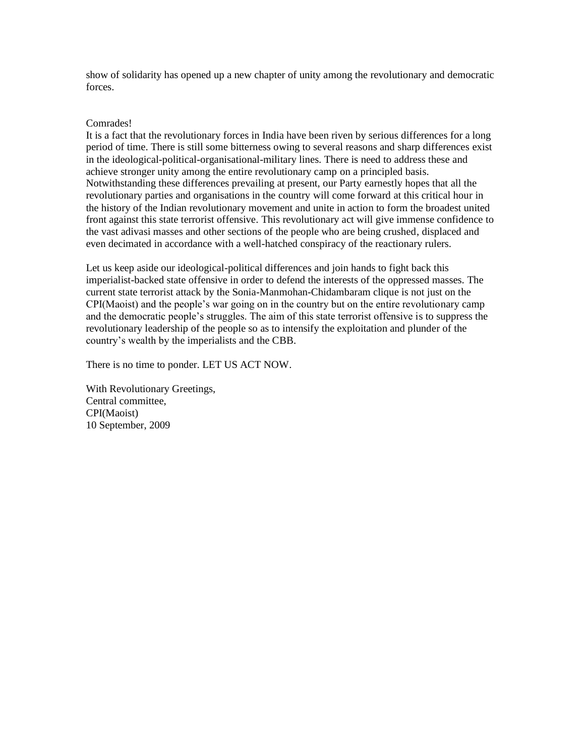show of solidarity has opened up a new chapter of unity among the revolutionary and democratic forces.

Comrades!

It is a fact that the revolutionary forces in India have been riven by serious differences for a long period of time. There is still some bitterness owing to several reasons and sharp differences exist in the ideological-political-organisational-military lines. There is need to address these and achieve stronger unity among the entire revolutionary camp on a principled basis. Notwithstanding these differences prevailing at present, our Party earnestly hopes that all the revolutionary parties and organisations in the country will come forward at this critical hour in the history of the Indian revolutionary movement and unite in action to form the broadest united front against this state terrorist offensive. This revolutionary act will give immense confidence to the vast adivasi masses and other sections of the people who are being crushed, displaced and even decimated in accordance with a well-hatched conspiracy of the reactionary rulers.

Let us keep aside our ideological-political differences and join hands to fight back this imperialist-backed state offensive in order to defend the interests of the oppressed masses. The current state terrorist attack by the Sonia-Manmohan-Chidambaram clique is not just on the CPI(Maoist) and the people's war going on in the country but on the entire revolutionary camp and the democratic people's struggles. The aim of this state terrorist offensive is to suppress the revolutionary leadership of the people so as to intensify the exploitation and plunder of the country's wealth by the imperialists and the CBB.

There is no time to ponder. LET US ACT NOW.

With Revolutionary Greetings,
Central committee,
CPI(Maoist)
10 September, 2009